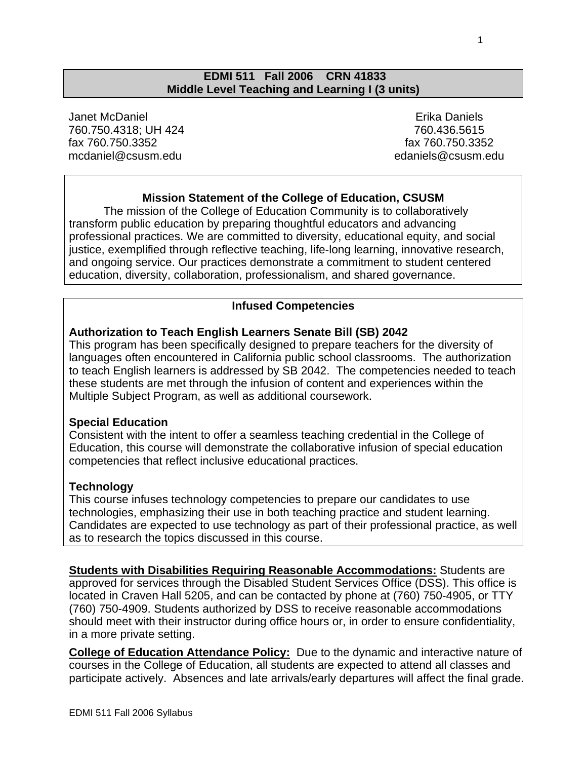# EDMI 511 Fall 2006 CRN 41833
## Middle Level Teaching and Learning I (3 units)

Janet McDaniel
760.750.4318; UH 424
fax 760.750.3352
mcdaniel@csusm.edu

Erika Daniels
760.436.5615
fax 760.750.3352
edaniels@csusm.edu

### Mission Statement of the College of Education, CSUSM

The mission of the College of Education Community is to collaboratively transform public education by preparing thoughtful educators and advancing professional practices. We are committed to diversity, educational equity, and social justice, exemplified through reflective teaching, life-long learning, innovative research, and ongoing service. Our practices demonstrate a commitment to student centered education, diversity, collaboration, professionalism, and shared governance.

### Infused Competencies

**Authorization to Teach English Learners Senate Bill (SB) 2042**
This program has been specifically designed to prepare teachers for the diversity of languages often encountered in California public school classrooms. The authorization to teach English learners is addressed by SB 2042. The competencies needed to teach these students are met through the infusion of content and experiences within the Multiple Subject Program, as well as additional coursework.

**Special Education**
Consistent with the intent to offer a seamless teaching credential in the College of Education, this course will demonstrate the collaborative infusion of special education competencies that reflect inclusive educational practices.

**Technology**
This course infuses technology competencies to prepare our candidates to use technologies, emphasizing their use in both teaching practice and student learning. Candidates are expected to use technology as part of their professional practice, as well as to research the topics discussed in this course.

**Students with Disabilities Requiring Reasonable Accommodations:** Students are approved for services through the Disabled Student Services Office (DSS). This office is located in Craven Hall 5205, and can be contacted by phone at (760) 750-4905, or TTY (760) 750-4909. Students authorized by DSS to receive reasonable accommodations should meet with their instructor during office hours or, in order to ensure confidentiality, in a more private setting.

**College of Education Attendance Policy:** Due to the dynamic and interactive nature of courses in the College of Education, all students are expected to attend all classes and participate actively. Absences and late arrivals/early departures will affect the final grade.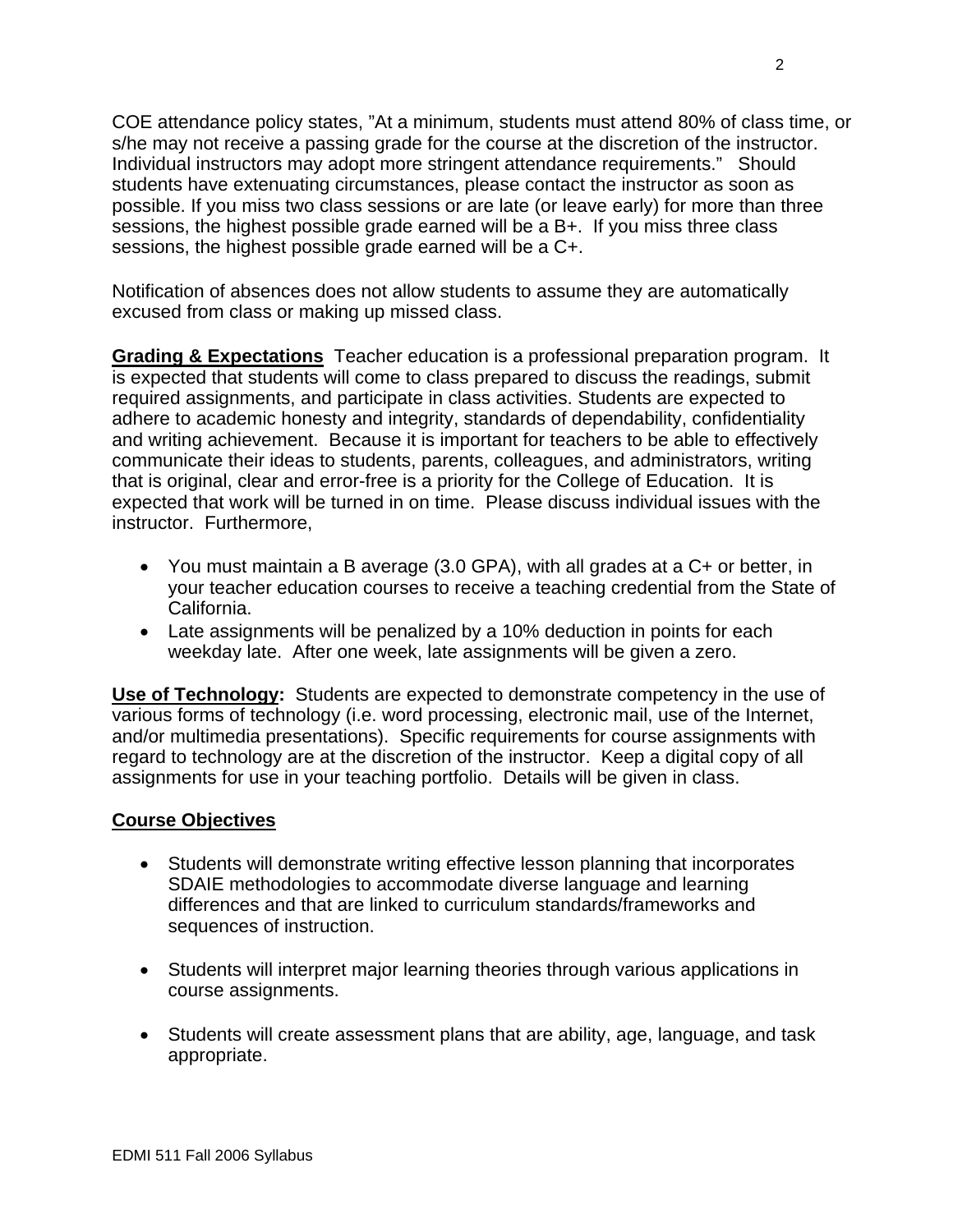COE attendance policy states, "At a minimum, students must attend 80% of class time, or s/he may not receive a passing grade for the course at the discretion of the instructor. Individual instructors may adopt more stringent attendance requirements." Should students have extenuating circumstances, please contact the instructor as soon as possible. If you miss two class sessions or are late (or leave early) for more than three sessions, the highest possible grade earned will be a B+. If you miss three class sessions, the highest possible grade earned will be a C+.

Notification of absences does not allow students to assume they are automatically excused from class or making up missed class.

**Grading & Expectations** Teacher education is a professional preparation program. It is expected that students will come to class prepared to discuss the readings, submit required assignments, and participate in class activities. Students are expected to adhere to academic honesty and integrity, standards of dependability, confidentiality and writing achievement. Because it is important for teachers to be able to effectively communicate their ideas to students, parents, colleagues, and administrators, writing that is original, clear and error-free is a priority for the College of Education. It is expected that work will be turned in on time. Please discuss individual issues with the instructor. Furthermore,

- You must maintain a B average (3.0 GPA), with all grades at a C+ or better, in your teacher education courses to receive a teaching credential from the State of California.
- Late assignments will be penalized by a 10% deduction in points for each weekday late. After one week, late assignments will be given a zero.

**Use of Technology:** Students are expected to demonstrate competency in the use of various forms of technology (i.e. word processing, electronic mail, use of the Internet, and/or multimedia presentations). Specific requirements for course assignments with regard to technology are at the discretion of the instructor. Keep a digital copy of all assignments for use in your teaching portfolio. Details will be given in class.

**Course Objectives**

- Students will demonstrate writing effective lesson planning that incorporates SDAIE methodologies to accommodate diverse language and learning differences and that are linked to curriculum standards/frameworks and sequences of instruction.

- Students will interpret major learning theories through various applications in course assignments.

- Students will create assessment plans that are ability, age, language, and task appropriate.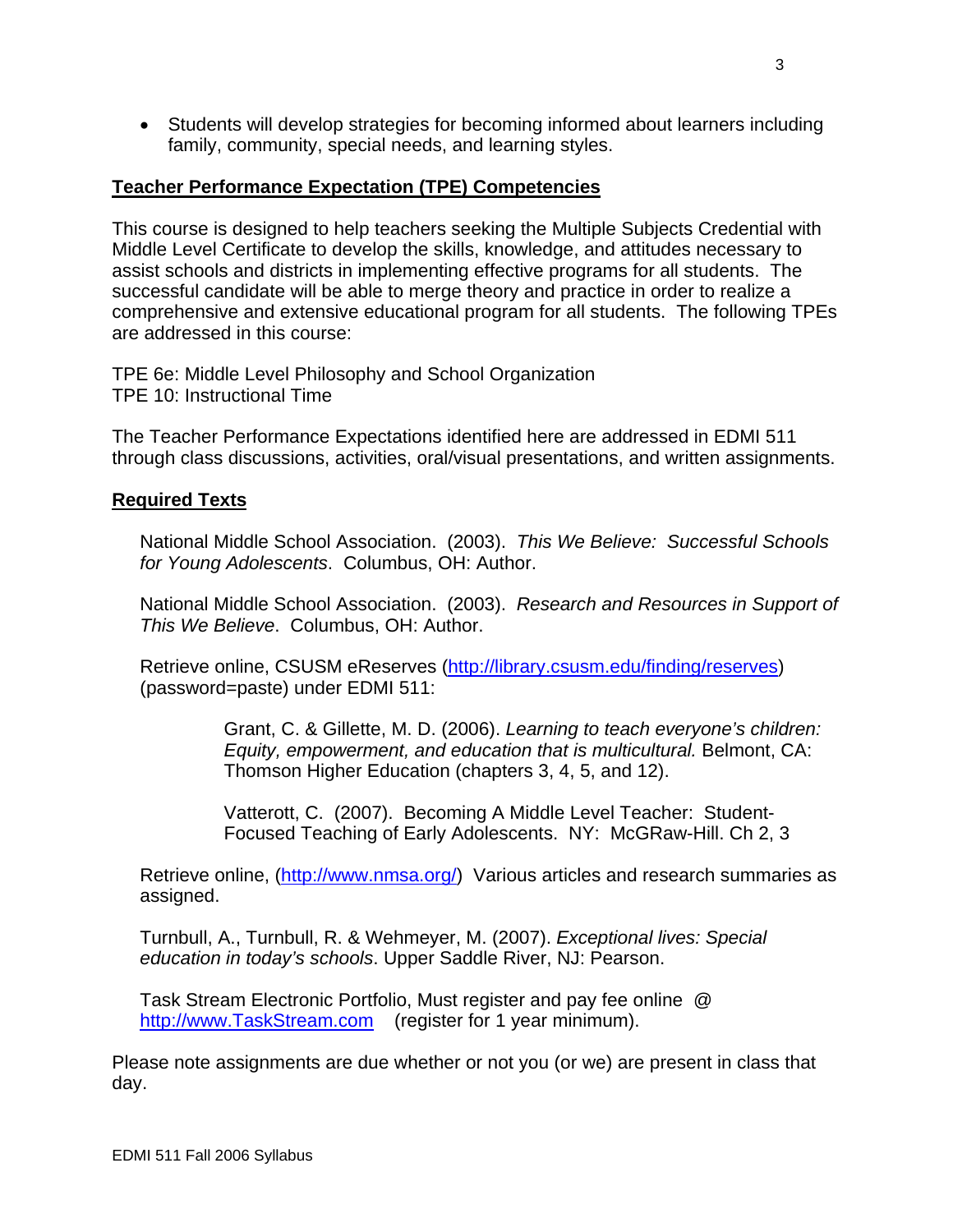- Students will develop strategies for becoming informed about learners including family, community, special needs, and learning styles.

**Teacher Performance Expectation (TPE) Competencies**

This course is designed to help teachers seeking the Multiple Subjects Credential with Middle Level Certificate to develop the skills, knowledge, and attitudes necessary to assist schools and districts in implementing effective programs for all students. The successful candidate will be able to merge theory and practice in order to realize a comprehensive and extensive educational program for all students. The following TPEs are addressed in this course:

TPE 6e: Middle Level Philosophy and School Organization
TPE 10: Instructional Time

The Teacher Performance Expectations identified here are addressed in EDMI 511 through class discussions, activities, oral/visual presentations, and written assignments.

**Required Texts**

National Middle School Association. (2003). *This We Believe: Successful Schools for Young Adolescents*. Columbus, OH: Author.

National Middle School Association. (2003). *Research and Resources in Support of This We Believe*. Columbus, OH: Author.

Retrieve online, CSUSM eReserves (http://library.csusm.edu/finding/reserves) (password=paste) under EDMI 511:

> Grant, C. & Gillette, M. D. (2006). *Learning to teach everyone's children: Equity, empowerment, and education that is multicultural.* Belmont, CA: Thomson Higher Education (chapters 3, 4, 5, and 12).
>
> Vatterott, C. (2007). Becoming A Middle Level Teacher: Student-Focused Teaching of Early Adolescents. NY: McGraw-Hill. Ch 2, 3

Retrieve online, (http://www.nmsa.org/) Various articles and research summaries as assigned.

Turnbull, A., Turnbull, R. & Wehmeyer, M. (2007). *Exceptional lives: Special education in today's schools*. Upper Saddle River, NJ: Pearson.

Task Stream Electronic Portfolio, Must register and pay fee online @ http://www.TaskStream.com (register for 1 year minimum).

Please note assignments are due whether or not you (or we) are present in class that day.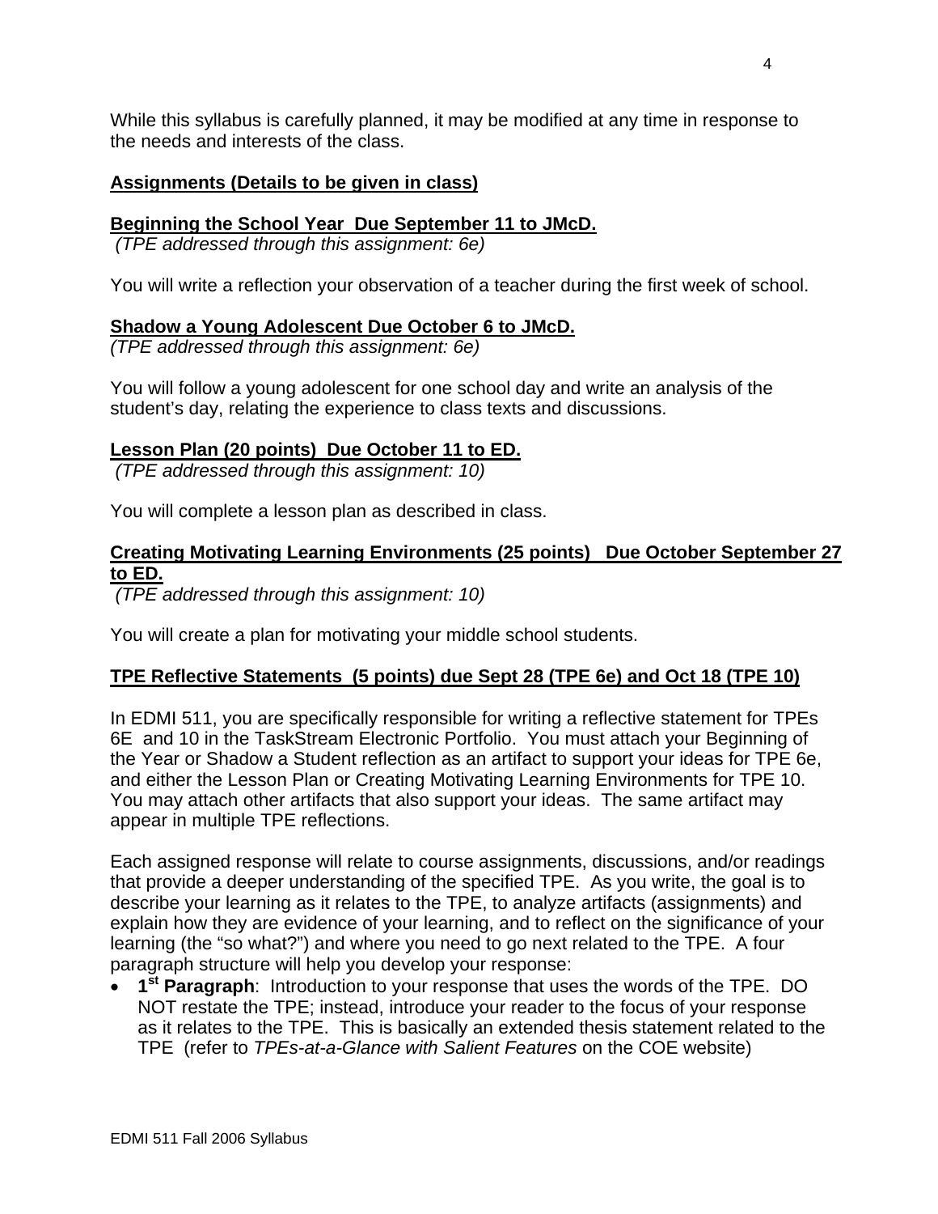While this syllabus is carefully planned, it may be modified at any time in response to the needs and interests of the class.

## Assignments (Details to be given in class)

### Beginning the School Year Due September 11 to JMcD.

*(TPE addressed through this assignment: 6e)*

You will write a reflection your observation of a teacher during the first week of school.

### Shadow a Young Adolescent Due October 6 to JMcD.

*(TPE addressed through this assignment: 6e)*

You will follow a young adolescent for one school day and write an analysis of the student's day, relating the experience to class texts and discussions.

### Lesson Plan (20 points) Due October 11 to ED.

*(TPE addressed through this assignment: 10)*

You will complete a lesson plan as described in class.

### Creating Motivating Learning Environments (25 points) Due October September 27 to ED.

*(TPE addressed through this assignment: 10)*

You will create a plan for motivating your middle school students.

### TPE Reflective Statements (5 points) due Sept 28 (TPE 6e) and Oct 18 (TPE 10)

In EDMI 511, you are specifically responsible for writing a reflective statement for TPEs 6E and 10 in the TaskStream Electronic Portfolio. You must attach your Beginning of the Year or Shadow a Student reflection as an artifact to support your ideas for TPE 6e, and either the Lesson Plan or Creating Motivating Learning Environments for TPE 10. You may attach other artifacts that also support your ideas. The same artifact may appear in multiple TPE reflections.

Each assigned response will relate to course assignments, discussions, and/or readings that provide a deeper understanding of the specified TPE. As you write, the goal is to describe your learning as it relates to the TPE, to analyze artifacts (assignments) and explain how they are evidence of your learning, and to reflect on the significance of your learning (the "so what?") and where you need to go next related to the TPE. A four paragraph structure will help you develop your response:

- **1st Paragraph**: Introduction to your response that uses the words of the TPE. DO NOT restate the TPE; instead, introduce your reader to the focus of your response as it relates to the TPE. This is basically an extended thesis statement related to the TPE (refer to *TPEs-at-a-Glance with Salient Features* on the COE website)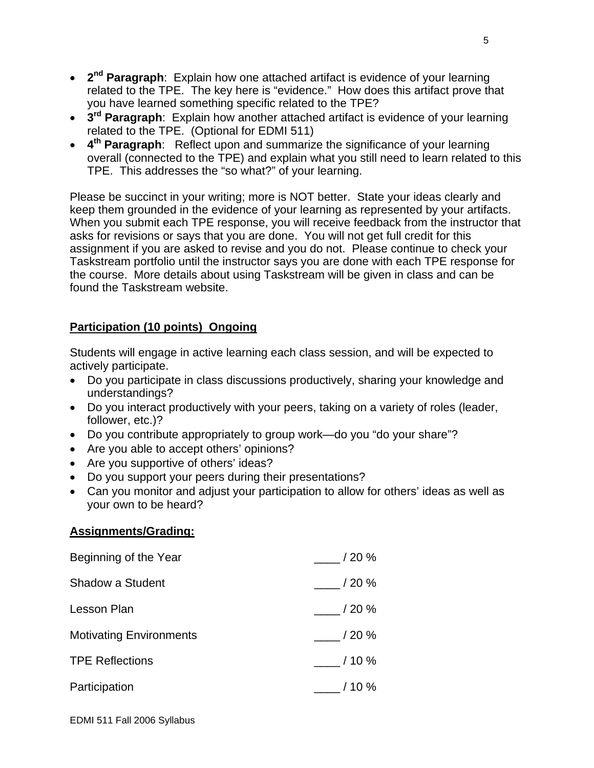- **2nd Paragraph**: Explain how one attached artifact is evidence of your learning related to the TPE. The key here is "evidence." How does this artifact prove that you have learned something specific related to the TPE?
- **3rd Paragraph**: Explain how another attached artifact is evidence of your learning related to the TPE. (Optional for EDMI 511)
- **4th Paragraph**: Reflect upon and summarize the significance of your learning overall (connected to the TPE) and explain what you still need to learn related to this TPE. This addresses the "so what?" of your learning.

Please be succinct in your writing; more is NOT better. State your ideas clearly and keep them grounded in the evidence of your learning as represented by your artifacts. When you submit each TPE response, you will receive feedback from the instructor that asks for revisions or says that you are done. You will not get full credit for this assignment if you are asked to revise and you do not. Please continue to check your Taskstream portfolio until the instructor says you are done with each TPE response for the course. More details about using Taskstream will be given in class and can be found the Taskstream website.

**Participation (10 points) Ongoing**

Students will engage in active learning each class session, and will be expected to actively participate.

- Do you participate in class discussions productively, sharing your knowledge and understandings?
- Do you interact productively with your peers, taking on a variety of roles (leader, follower, etc.)?
- Do you contribute appropriately to group work—do you "do your share"?
- Are you able to accept others' opinions?
- Are you supportive of others' ideas?
- Do you support your peers during their presentations?
- Can you monitor and adjust your participation to allow for others' ideas as well as your own to be heard?

**Assignments/Grading:**

| | |
|---|---|
| Beginning of the Year | ____ / 20 % |
| Shadow a Student | ____ / 20 % |
| Lesson Plan | ____ / 20 % |
| Motivating Environments | ____ / 20 % |
| TPE Reflections | ____ / 10 % |
| Participation | ____ / 10 % |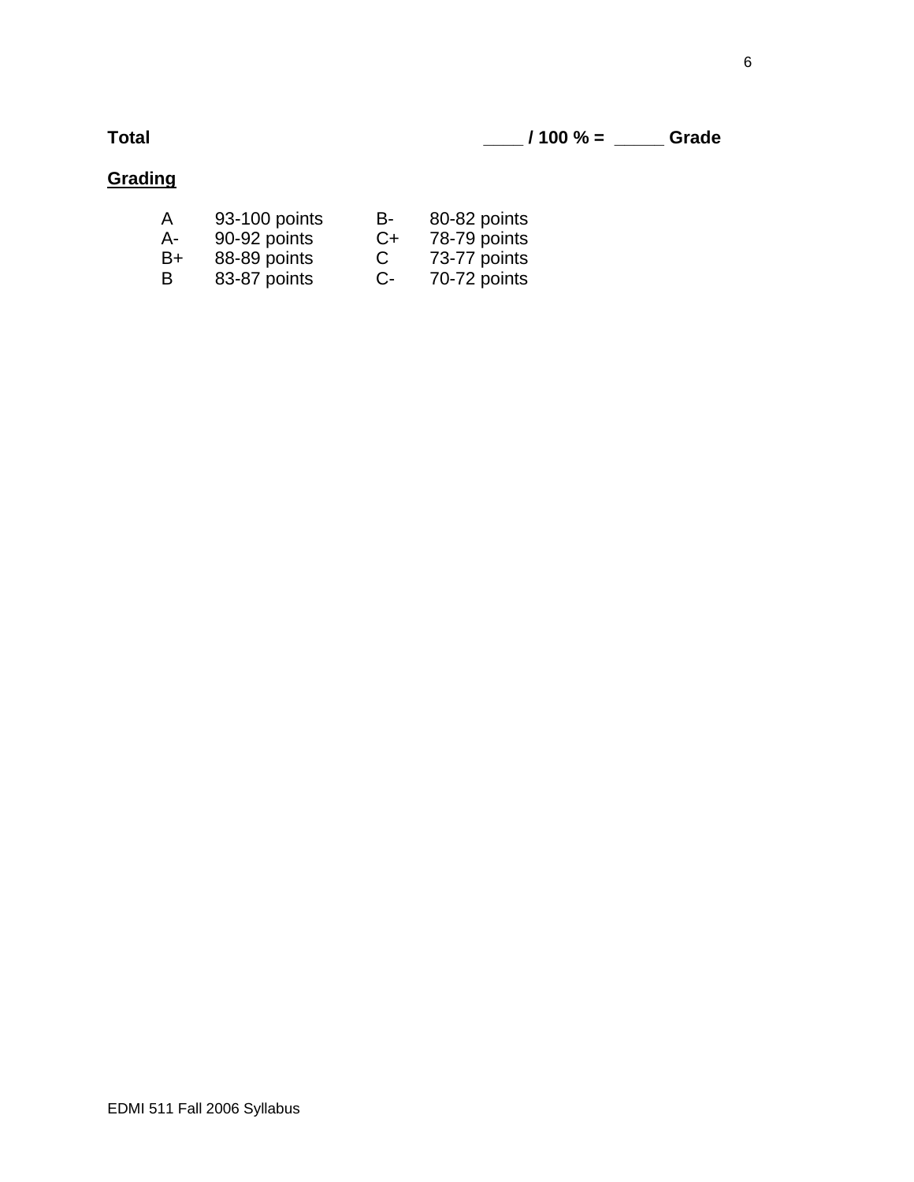**Total** **____ / 100 % = _____ Grade**

**<u>Grading</u>**

| | | | |
|---|---|---|---|
| A | 93-100 points | B- | 80-82 points |
| A- | 90-92 points | C+ | 78-79 points |
| B+ | 88-89 points | C | 73-77 points |
| B | 83-87 points | C- | 70-72 points |